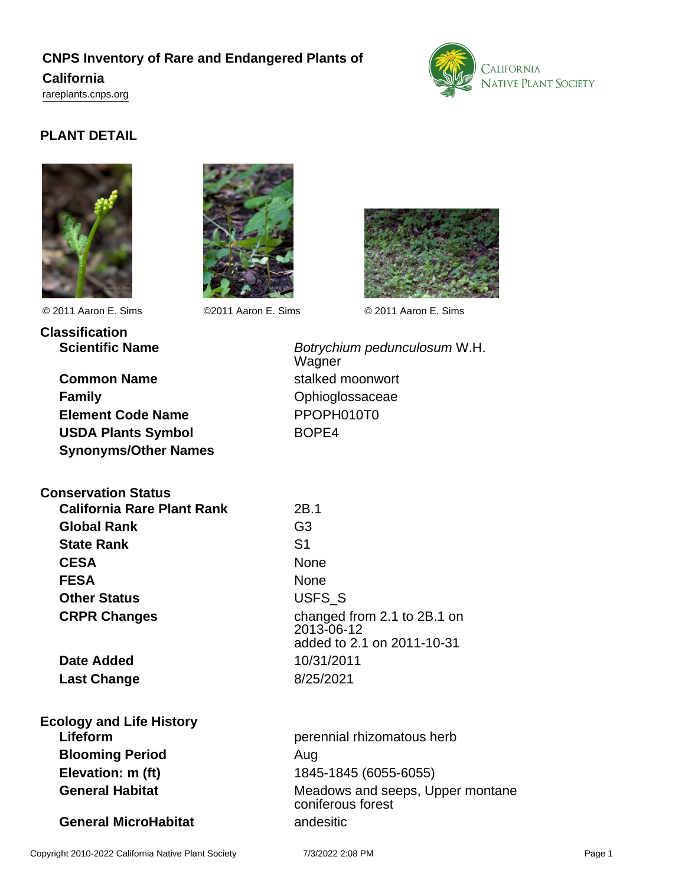# CNPS Inventory of Rare and Endangered Plants of California

rareplants.cnps.org

## PLANT DETAIL

© 2011 Aaron E. Sims

©2011 Aaron E. Sims

© 2011 Aaron E. Sims

### Classification

| | |
|---|---|
| **Scientific Name** | *Botrychium pedunculosum* W.H. Wagner |
| **Common Name** | stalked moonwort |
| **Family** | Ophioglossaceae |
| **Element Code Name** | PPOPH010T0 |
| **USDA Plants Symbol** | BOPE4 |
| **Synonyms/Other Names** | |

### Conservation Status

| | |
|---|---|
| **California Rare Plant Rank** | 2B.1 |
| **Global Rank** | G3 |
| **State Rank** | S1 |
| **CESA** | None |
| **FESA** | None |
| **Other Status** | USFS_S |
| **CRPR Changes** | changed from 2.1 to 2B.1 on 2013-06-12<br>added to 2.1 on 2011-10-31 |
| **Date Added** | 10/31/2011 |
| **Last Change** | 8/25/2021 |

### Ecology and Life History

| | |
|---|---|
| **Lifeform** | perennial rhizomatous herb |
| **Blooming Period** | Aug |
| **Elevation: m (ft)** | 1845-1845 (6055-6055) |
| **General Habitat** | Meadows and seeps, Upper montane coniferous forest |
| **General MicroHabitat** | andesitic |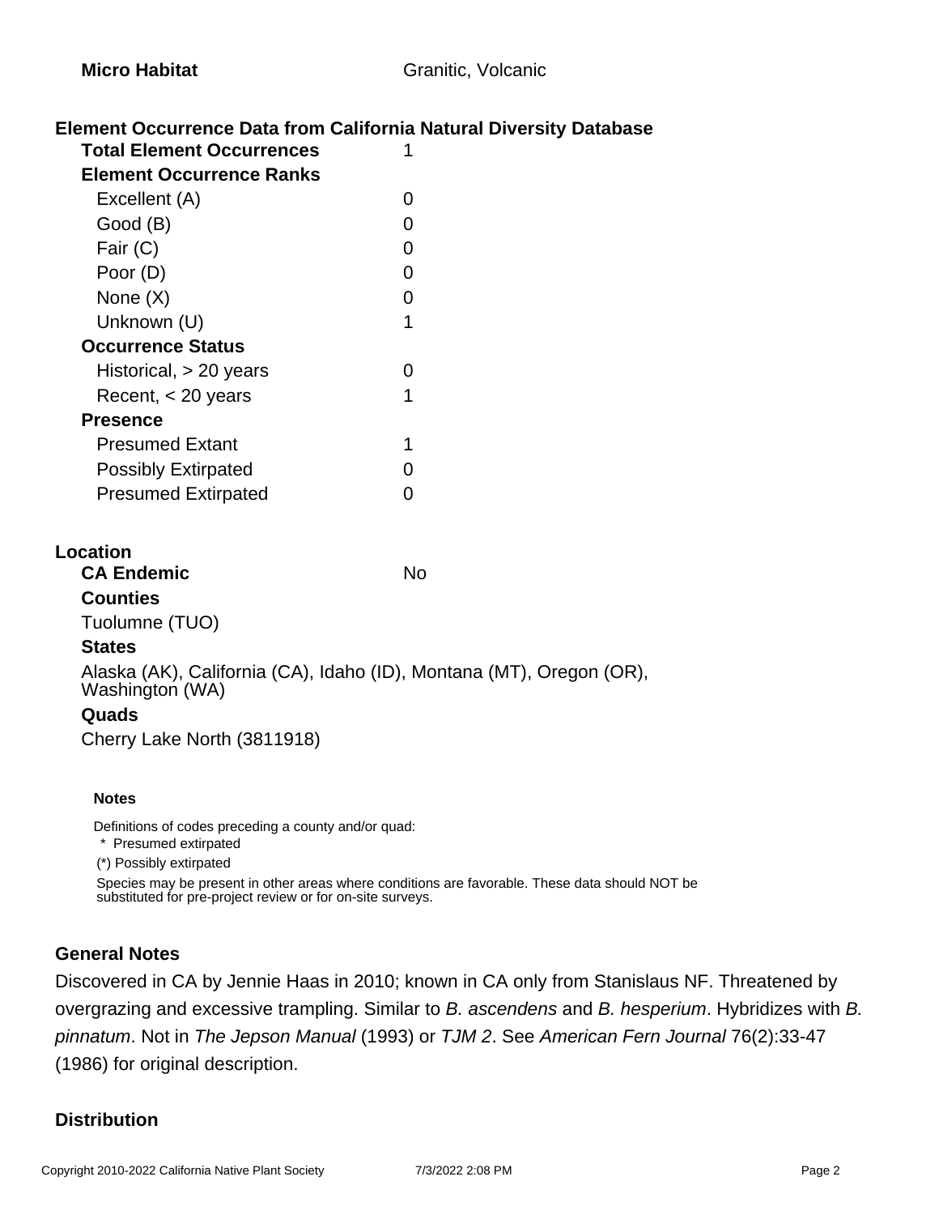**Micro Habitat** Granitic, Volcanic

### Element Occurrence Data from California Natural Diversity Database

| | |
|---|---|
| **Total Element Occurrences** | 1 |
| **Element Occurrence Ranks** | |
| Excellent (A) | 0 |
| Good (B) | 0 |
| Fair (C) | 0 |
| Poor (D) | 0 |
| None (X) | 0 |
| Unknown (U) | 1 |
| **Occurrence Status** | |
| Historical, > 20 years | 0 |
| Recent, < 20 years | 1 |
| **Presence** | |
| Presumed Extant | 1 |
| Possibly Extirpated | 0 |
| Presumed Extirpated | 0 |

### Location

**CA Endemic** No

**Counties**

Tuolumne (TUO)

**States**

Alaska (AK), California (CA), Idaho (ID), Montana (MT), Oregon (OR), Washington (WA)

**Quads**

Cherry Lake North (3811918)

**Notes**

Definitions of codes preceding a county and/or quad:

* Presumed extirpated

(*) Possibly extirpated

Species may be present in other areas where conditions are favorable. These data should NOT be substituted for pre-project review or for on-site surveys.

### General Notes

Discovered in CA by Jennie Haas in 2010; known in CA only from Stanislaus NF. Threatened by overgrazing and excessive trampling. Similar to *B. ascendens* and *B. hesperium*. Hybridizes with *B. pinnatum*. Not in *The Jepson Manual* (1993) or *TJM 2*. See *American Fern Journal* 76(2):33-47 (1986) for original description.

### Distribution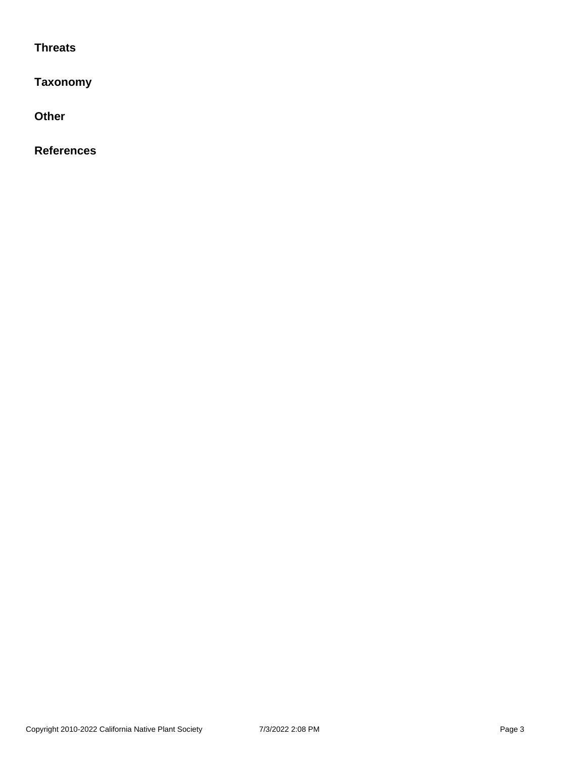## Threats

## Taxonomy

## Other

## References